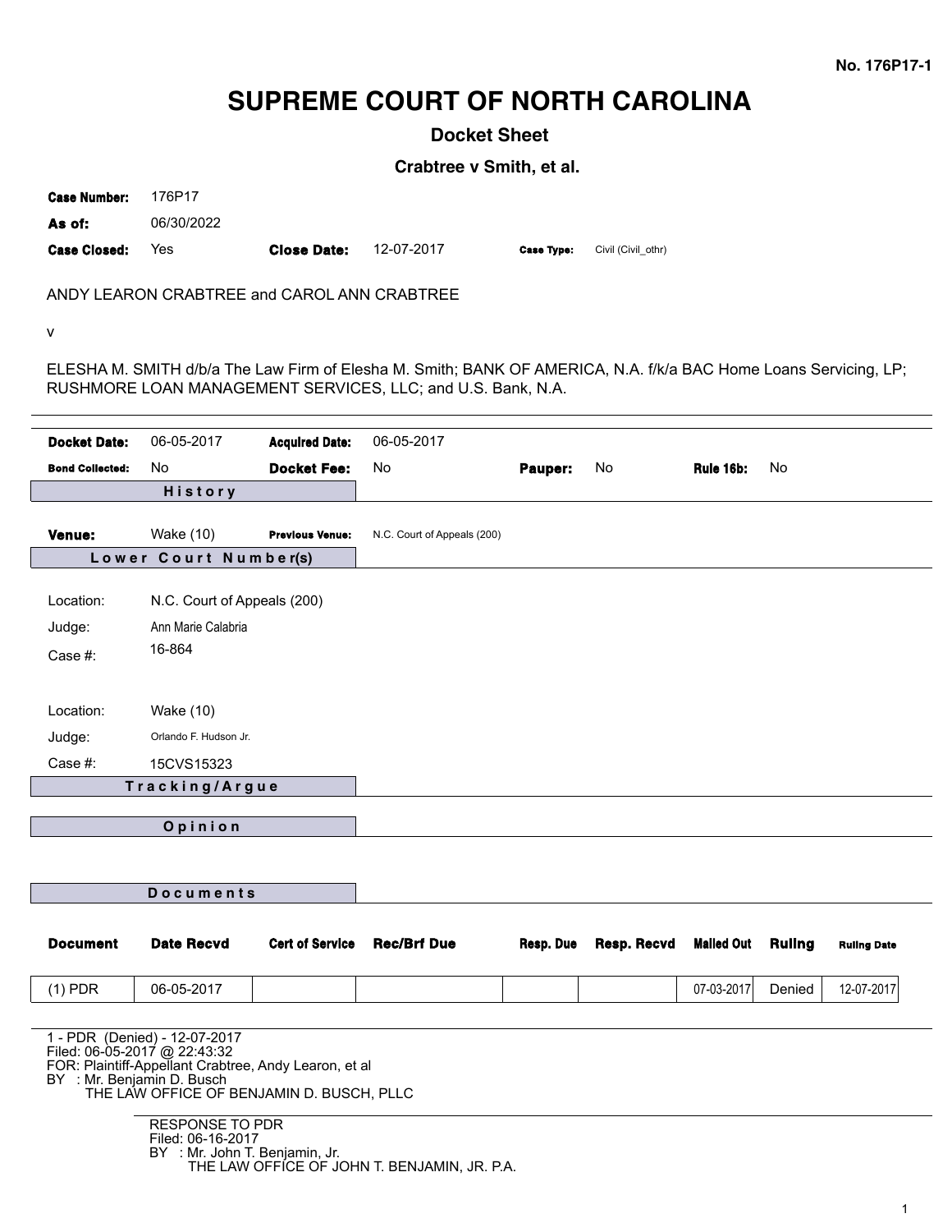No. 176P17-1

# SUPREME COURT OF NORTH CAROLINA

## Docket Sheet

### Crabtree v Smith, et al.

**Case Number:** 176P17
**As of:** 06/30/2022
**Case Closed:** Yes **Close Date:** 12-07-2017 **Case Type:** Civil (Civil_othr)

ANDY LEARON CRABTREE and CAROL ANN CRABTREE

v

ELESHA M. SMITH d/b/a The Law Firm of Elesha M. Smith; BANK OF AMERICA, N.A. f/k/a BAC Home Loans Servicing, LP; RUSHMORE LOAN MANAGEMENT SERVICES, LLC; and U.S. Bank, N.A.

---

**Docket Date:** 06-05-2017 **Acquired Date:** 06-05-2017
**Bond Collected:** No **Docket Fee:** No **Pauper:** No **Rule 16b:** No

**History**

**Venue:** Wake (10) **Previous Venue:** N.C. Court of Appeals (200)

**Lower Court Number(s)**

Location: N.C. Court of Appeals (200)
Judge: Ann Marie Calabria
Case #: 16-864

Location: Wake (10)
Judge: Orlando F. Hudson Jr.
Case #: 15CVS15323

**Tracking/Argue**

**Opinion**

**Documents**

| Document | Date Recvd | Cert of Service | Rec/Brf Due | Resp. Due | Resp. Recvd | Mailed Out | Ruling | Ruling Date |
|---|---|---|---|---|---|---|---|---|
| (1) PDR | 06-05-2017 | | | | | 07-03-2017 | Denied | 12-07-2017 |

1 - PDR (Denied) - 12-07-2017
Filed: 06-05-2017 @ 22:43:32
FOR: Plaintiff-Appellant Crabtree, Andy Learon, et al
BY : Mr. Benjamin D. Busch
THE LAW OFFICE OF BENJAMIN D. BUSCH, PLLC

RESPONSE TO PDR
Filed: 06-16-2017
BY : Mr. John T. Benjamin, Jr.
THE LAW OFFICE OF JOHN T. BENJAMIN, JR. P.A.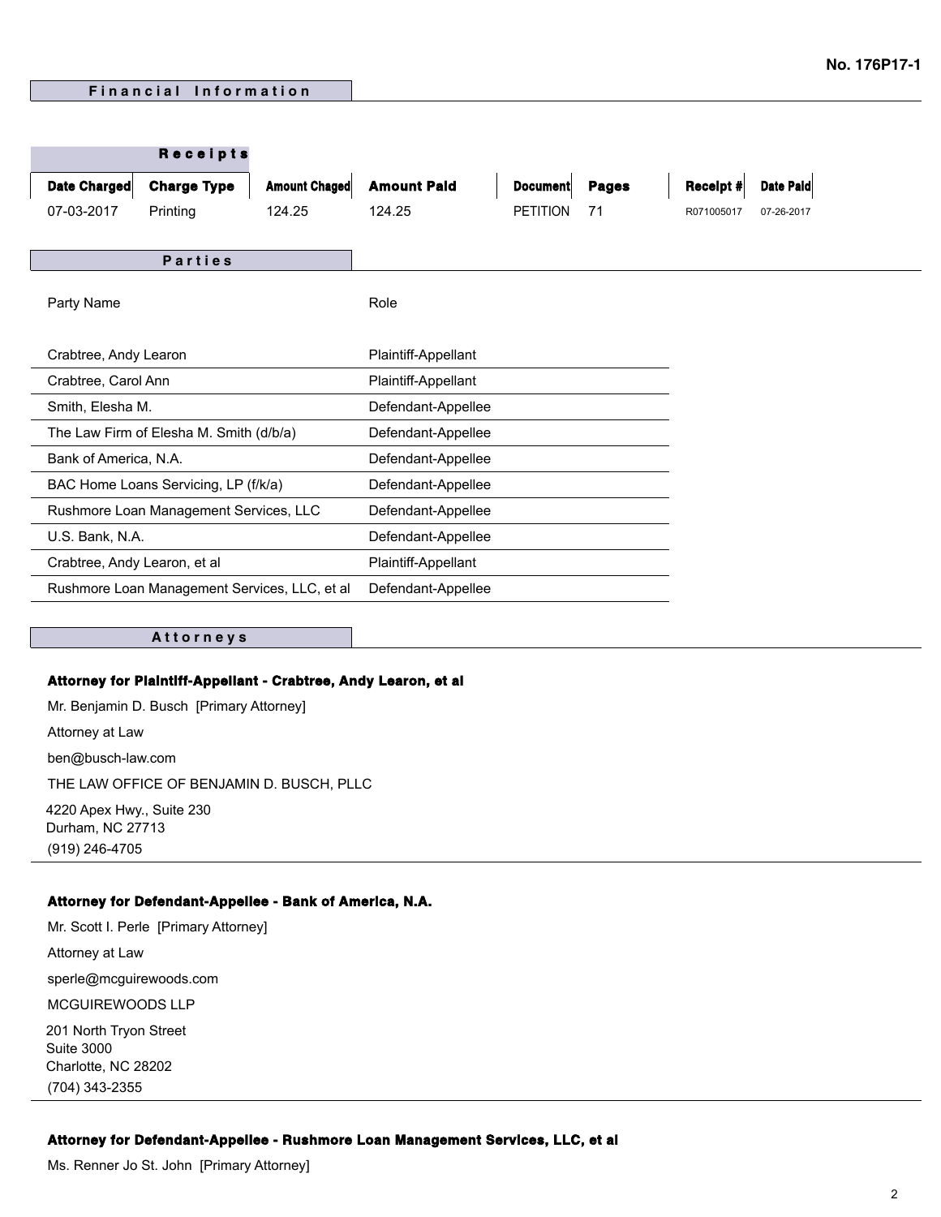No. 176P17-1

## Financial Information

### Receipts

| Date Charged | Charge Type | Amount Chaged | Amount Paid | Document | Pages | Receipt # | Date Paid |
|---|---|---|---|---|---|---|---|
| 07-03-2017 | Printing | 124.25 | 124.25 | PETITION | 71 | R071005017 | 07-26-2017 |

## Parties

| Party Name | Role |
|---|---|
| Crabtree, Andy Learon | Plaintiff-Appellant |
| Crabtree, Carol Ann | Plaintiff-Appellant |
| Smith, Elesha M. | Defendant-Appellee |
| The Law Firm of Elesha M. Smith (d/b/a) | Defendant-Appellee |
| Bank of America, N.A. | Defendant-Appellee |
| BAC Home Loans Servicing, LP (f/k/a) | Defendant-Appellee |
| Rushmore Loan Management Services, LLC | Defendant-Appellee |
| U.S. Bank, N.A. | Defendant-Appellee |
| Crabtree, Andy Learon, et al | Plaintiff-Appellant |
| Rushmore Loan Management Services, LLC, et al | Defendant-Appellee |

## Attorneys

**Attorney for Plaintiff-Appellant - Crabtree, Andy Learon, et al**

Mr. Benjamin D. Busch [Primary Attorney]

Attorney at Law

ben@busch-law.com

THE LAW OFFICE OF BENJAMIN D. BUSCH, PLLC

4220 Apex Hwy., Suite 230
Durham, NC 27713

(919) 246-4705

**Attorney for Defendant-Appellee - Bank of America, N.A.**

Mr. Scott I. Perle [Primary Attorney]

Attorney at Law

sperle@mcguirewoods.com

MCGUIREWOODS LLP

201 North Tryon Street
Suite 3000
Charlotte, NC 28202

(704) 343-2355

**Attorney for Defendant-Appellee - Rushmore Loan Management Services, LLC, et al**

Ms. Renner Jo St. John [Primary Attorney]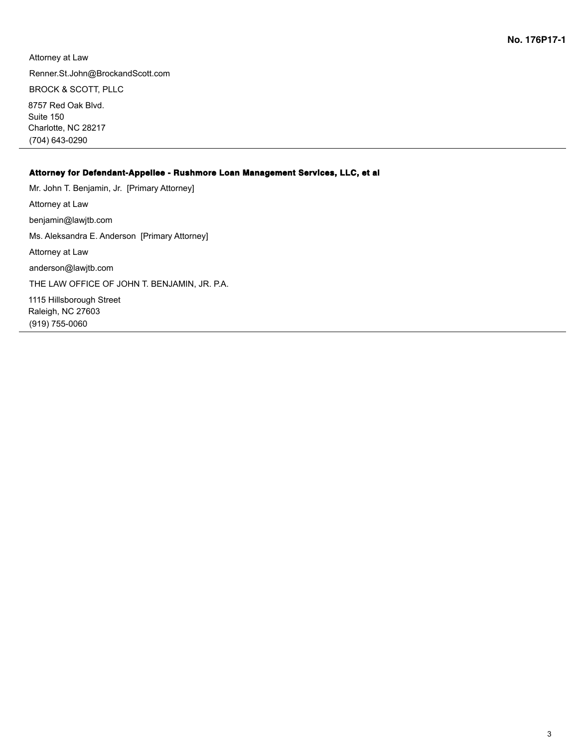No. 176P17-1

Attorney at Law

Renner.St.John@BrockandScott.com

BROCK & SCOTT, PLLC

8757 Red Oak Blvd.
Suite 150
Charlotte, NC 28217
(704) 643-0290

---

**Attorney for Defendant-Appellee - Rushmore Loan Management Services, LLC, et al**

Mr. John T. Benjamin, Jr. [Primary Attorney]

Attorney at Law

benjamin@lawjtb.com

Ms. Aleksandra E. Anderson [Primary Attorney]

Attorney at Law

anderson@lawjtb.com

THE LAW OFFICE OF JOHN T. BENJAMIN, JR. P.A.

1115 Hillsborough Street
Raleigh, NC 27603
(919) 755-0060

---